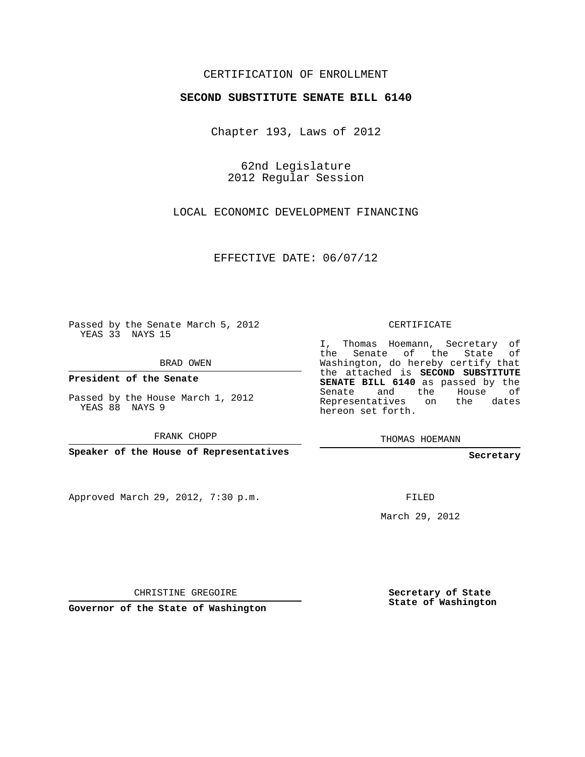CERTIFICATION OF ENROLLMENT

**SECOND SUBSTITUTE SENATE BILL 6140**

Chapter 193, Laws of 2012

62nd Legislature
2012 Regular Session

LOCAL ECONOMIC DEVELOPMENT FINANCING

EFFECTIVE DATE: 06/07/12

Passed by the Senate March 5, 2012
YEAS 33 NAYS 15

BRAD OWEN

**President of the Senate**

Passed by the House March 1, 2012
YEAS 88 NAYS 9

FRANK CHOPP

**Speaker of the House of Representatives**

Approved March 29, 2012, 7:30 p.m.

CHRISTINE GREGOIRE

**Governor of the State of Washington**

CERTIFICATE

I, Thomas Hoemann, Secretary of the Senate of the State of Washington, do hereby certify that the attached is **SECOND SUBSTITUTE SENATE BILL 6140** as passed by the Senate and the House of Representatives on the dates hereon set forth.

THOMAS HOEMANN

**Secretary**

FILED

March 29, 2012

**Secretary of State**
**State of Washington**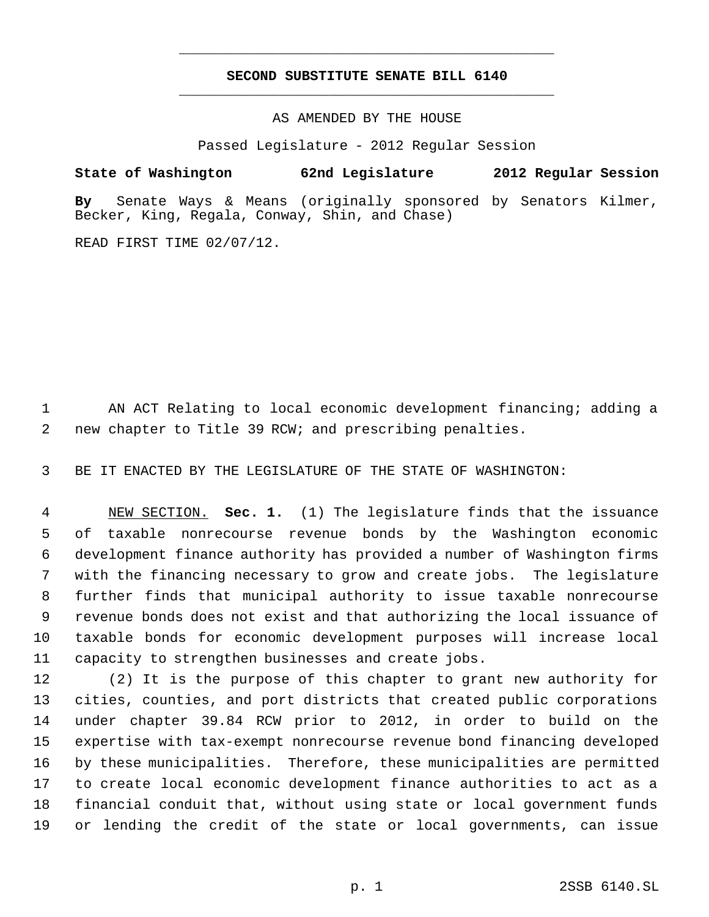**SECOND SUBSTITUTE SENATE BILL 6140**

AS AMENDED BY THE HOUSE

Passed Legislature - 2012 Regular Session

**State of Washington 62nd Legislature 2012 Regular Session**

**By** Senate Ways & Means (originally sponsored by Senators Kilmer, Becker, King, Regala, Conway, Shin, and Chase)

READ FIRST TIME 02/07/12.

AN ACT Relating to local economic development financing; adding a new chapter to Title 39 RCW; and prescribing penalties.

BE IT ENACTED BY THE LEGISLATURE OF THE STATE OF WASHINGTON:

NEW SECTION. **Sec. 1.** (1) The legislature finds that the issuance of taxable nonrecourse revenue bonds by the Washington economic development finance authority has provided a number of Washington firms with the financing necessary to grow and create jobs. The legislature further finds that municipal authority to issue taxable nonrecourse revenue bonds does not exist and that authorizing the local issuance of taxable bonds for economic development purposes will increase local capacity to strengthen businesses and create jobs.

(2) It is the purpose of this chapter to grant new authority for cities, counties, and port districts that created public corporations under chapter 39.84 RCW prior to 2012, in order to build on the expertise with tax-exempt nonrecourse revenue bond financing developed by these municipalities. Therefore, these municipalities are permitted to create local economic development finance authorities to act as a financial conduit that, without using state or local government funds or lending the credit of the state or local governments, can issue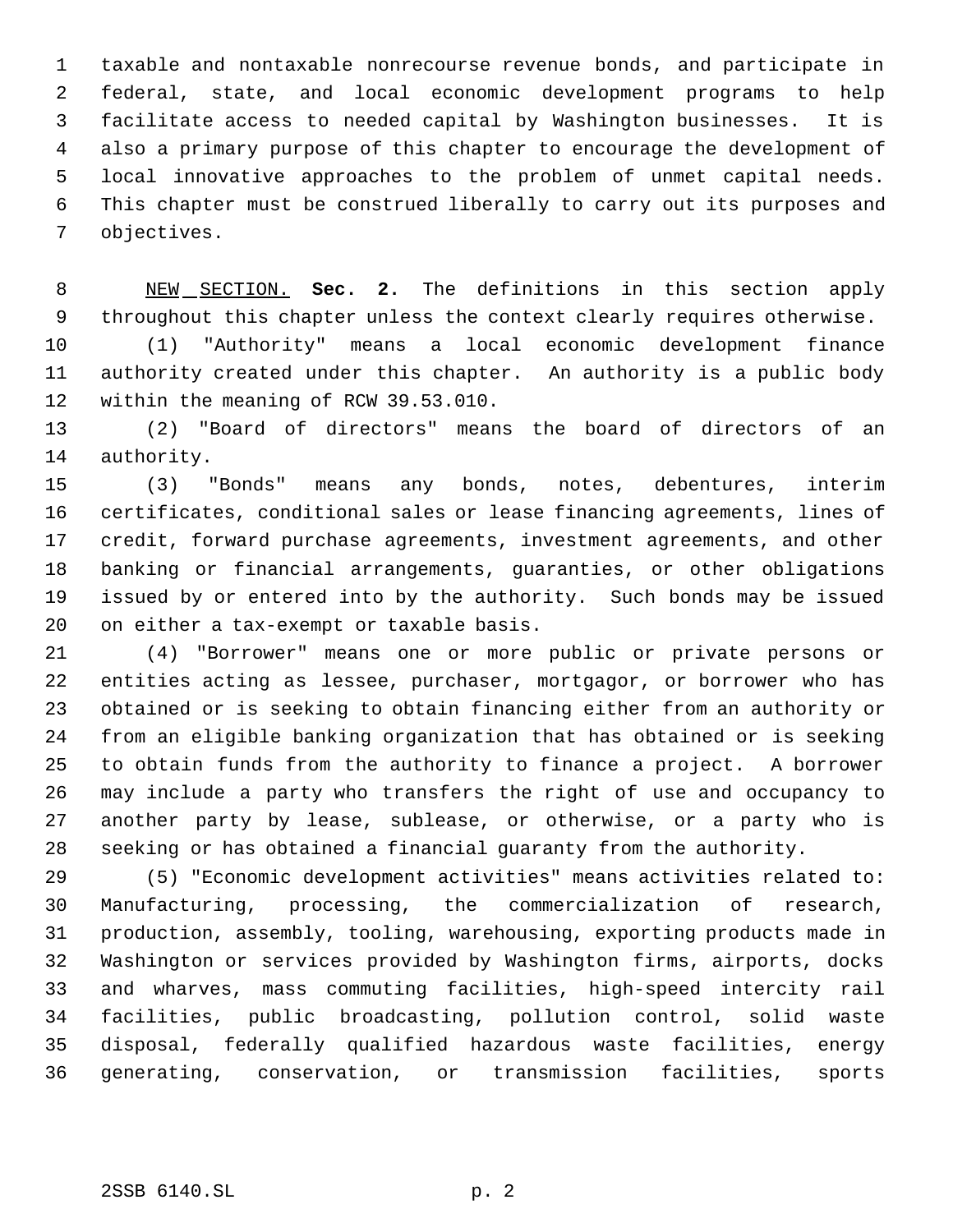taxable and nontaxable nonrecourse revenue bonds, and participate in federal, state, and local economic development programs to help facilitate access to needed capital by Washington businesses. It is also a primary purpose of this chapter to encourage the development of local innovative approaches to the problem of unmet capital needs. This chapter must be construed liberally to carry out its purposes and objectives.

NEW SECTION. **Sec. 2.** The definitions in this section apply throughout this chapter unless the context clearly requires otherwise.

(1) "Authority" means a local economic development finance authority created under this chapter. An authority is a public body within the meaning of RCW 39.53.010.

(2) "Board of directors" means the board of directors of an authority.

(3) "Bonds" means any bonds, notes, debentures, interim certificates, conditional sales or lease financing agreements, lines of credit, forward purchase agreements, investment agreements, and other banking or financial arrangements, guaranties, or other obligations issued by or entered into by the authority. Such bonds may be issued on either a tax-exempt or taxable basis.

(4) "Borrower" means one or more public or private persons or entities acting as lessee, purchaser, mortgagor, or borrower who has obtained or is seeking to obtain financing either from an authority or from an eligible banking organization that has obtained or is seeking to obtain funds from the authority to finance a project. A borrower may include a party who transfers the right of use and occupancy to another party by lease, sublease, or otherwise, or a party who is seeking or has obtained a financial guaranty from the authority.

(5) "Economic development activities" means activities related to: Manufacturing, processing, the commercialization of research, production, assembly, tooling, warehousing, exporting products made in Washington or services provided by Washington firms, airports, docks and wharves, mass commuting facilities, high-speed intercity rail facilities, public broadcasting, pollution control, solid waste disposal, federally qualified hazardous waste facilities, energy generating, conservation, or transmission facilities, sports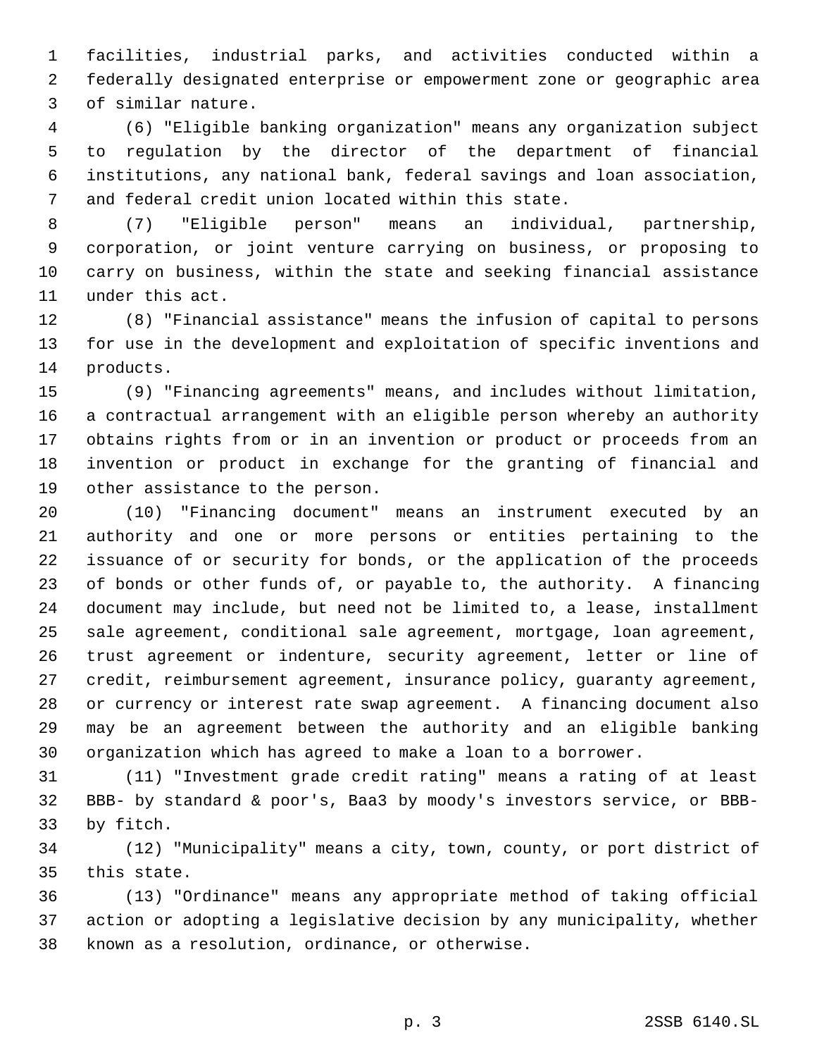facilities, industrial parks, and activities conducted within a federally designated enterprise or empowerment zone or geographic area of similar nature.

(6) "Eligible banking organization" means any organization subject to regulation by the director of the department of financial institutions, any national bank, federal savings and loan association, and federal credit union located within this state.

(7) "Eligible person" means an individual, partnership, corporation, or joint venture carrying on business, or proposing to carry on business, within the state and seeking financial assistance under this act.

(8) "Financial assistance" means the infusion of capital to persons for use in the development and exploitation of specific inventions and products.

(9) "Financing agreements" means, and includes without limitation, a contractual arrangement with an eligible person whereby an authority obtains rights from or in an invention or product or proceeds from an invention or product in exchange for the granting of financial and other assistance to the person.

(10) "Financing document" means an instrument executed by an authority and one or more persons or entities pertaining to the issuance of or security for bonds, or the application of the proceeds of bonds or other funds of, or payable to, the authority. A financing document may include, but need not be limited to, a lease, installment sale agreement, conditional sale agreement, mortgage, loan agreement, trust agreement or indenture, security agreement, letter or line of credit, reimbursement agreement, insurance policy, guaranty agreement, or currency or interest rate swap agreement. A financing document also may be an agreement between the authority and an eligible banking organization which has agreed to make a loan to a borrower.

(11) "Investment grade credit rating" means a rating of at least BBB- by standard & poor's, Baa3 by moody's investors service, or BBB- by fitch.

(12) "Municipality" means a city, town, county, or port district of this state.

(13) "Ordinance" means any appropriate method of taking official action or adopting a legislative decision by any municipality, whether known as a resolution, ordinance, or otherwise.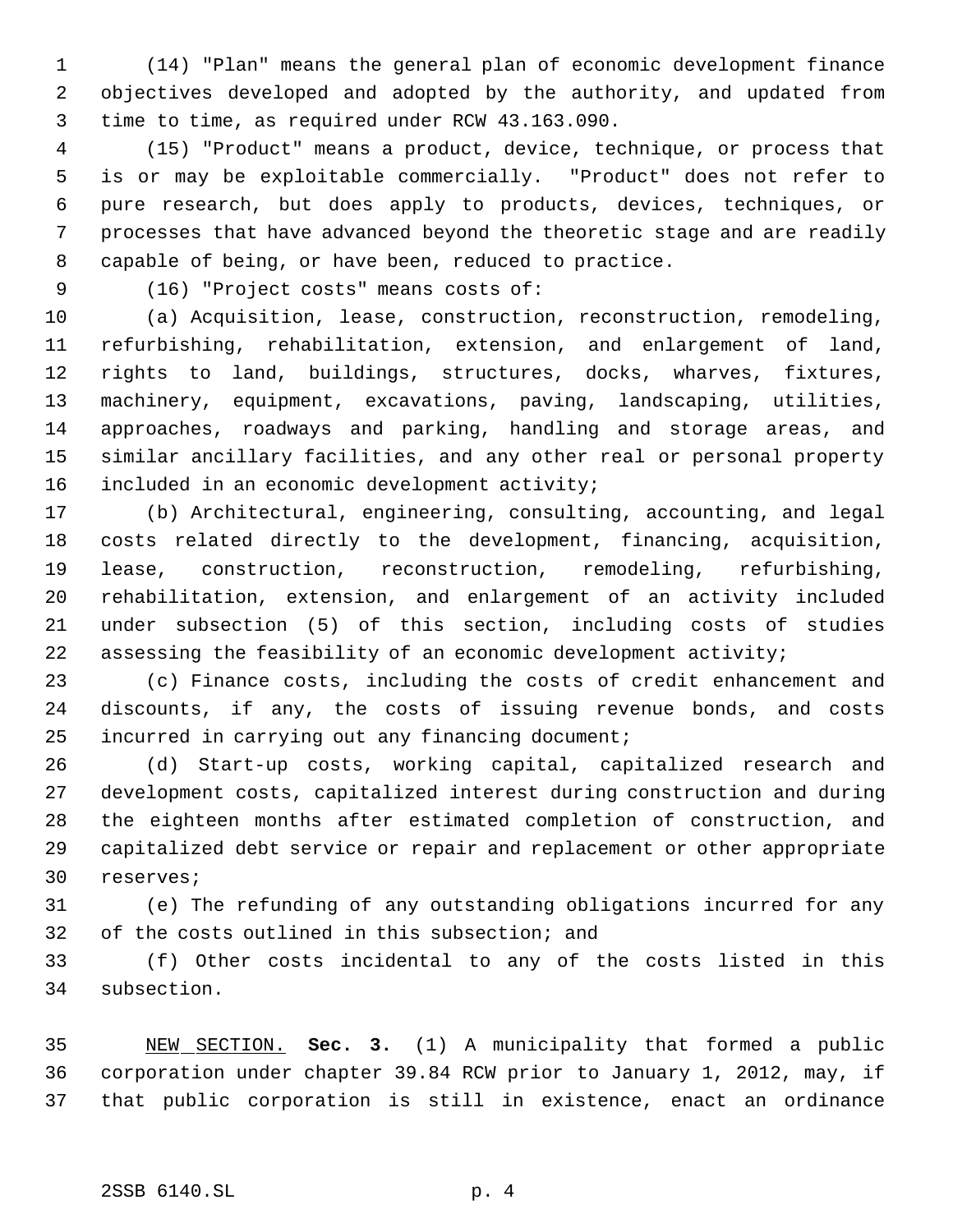(14) "Plan" means the general plan of economic development finance objectives developed and adopted by the authority, and updated from time to time, as required under RCW 43.163.090.

(15) "Product" means a product, device, technique, or process that is or may be exploitable commercially. "Product" does not refer to pure research, but does apply to products, devices, techniques, or processes that have advanced beyond the theoretic stage and are readily capable of being, or have been, reduced to practice.

(16) "Project costs" means costs of:

(a) Acquisition, lease, construction, reconstruction, remodeling, refurbishing, rehabilitation, extension, and enlargement of land, rights to land, buildings, structures, docks, wharves, fixtures, machinery, equipment, excavations, paving, landscaping, utilities, approaches, roadways and parking, handling and storage areas, and similar ancillary facilities, and any other real or personal property included in an economic development activity;

(b) Architectural, engineering, consulting, accounting, and legal costs related directly to the development, financing, acquisition, lease, construction, reconstruction, remodeling, refurbishing, rehabilitation, extension, and enlargement of an activity included under subsection (5) of this section, including costs of studies assessing the feasibility of an economic development activity;

(c) Finance costs, including the costs of credit enhancement and discounts, if any, the costs of issuing revenue bonds, and costs incurred in carrying out any financing document;

(d) Start-up costs, working capital, capitalized research and development costs, capitalized interest during construction and during the eighteen months after estimated completion of construction, and capitalized debt service or repair and replacement or other appropriate reserves;

(e) The refunding of any outstanding obligations incurred for any of the costs outlined in this subsection; and

(f) Other costs incidental to any of the costs listed in this subsection.

NEW SECTION. **Sec. 3.** (1) A municipality that formed a public corporation under chapter 39.84 RCW prior to January 1, 2012, may, if that public corporation is still in existence, enact an ordinance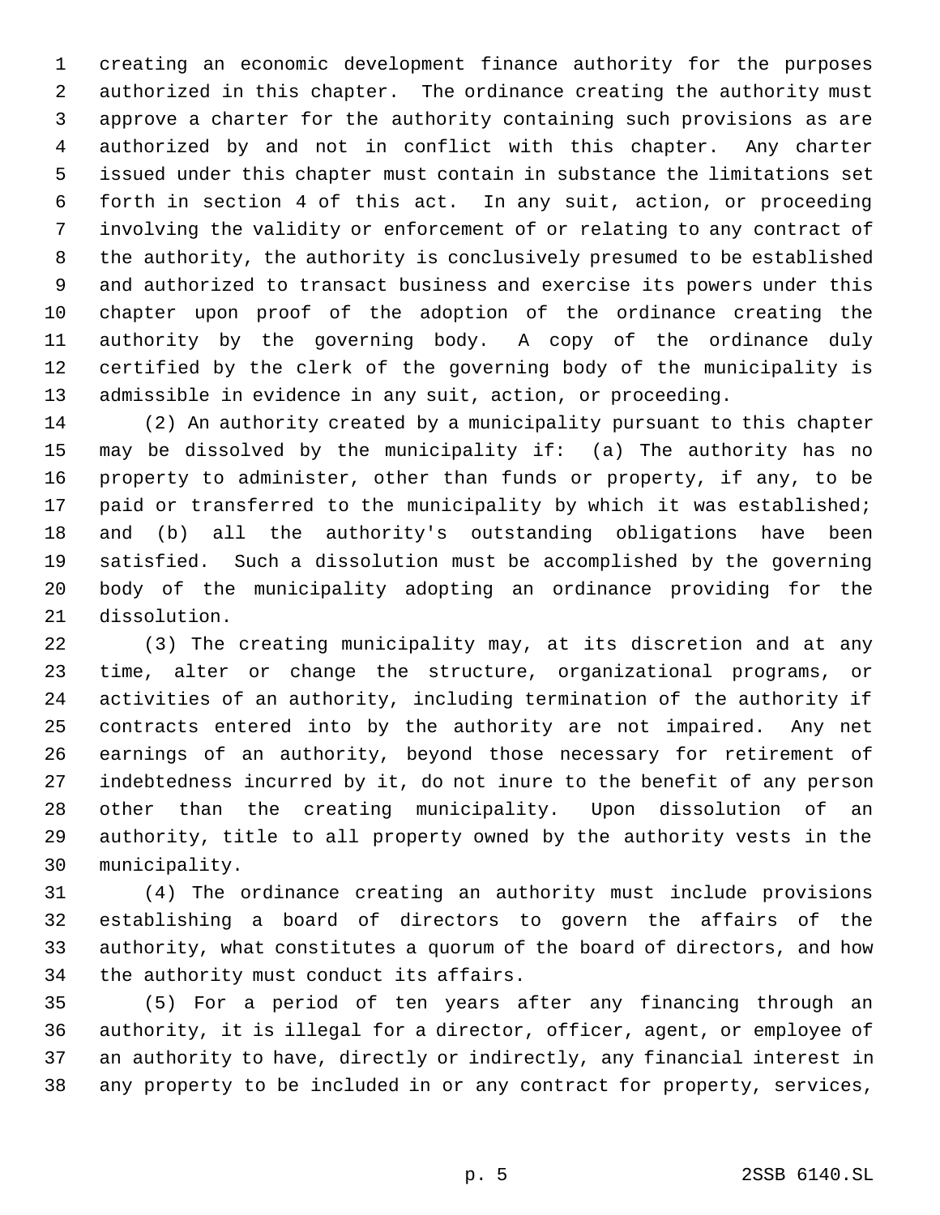creating an economic development finance authority for the purposes authorized in this chapter. The ordinance creating the authority must approve a charter for the authority containing such provisions as are authorized by and not in conflict with this chapter. Any charter issued under this chapter must contain in substance the limitations set forth in section 4 of this act. In any suit, action, or proceeding involving the validity or enforcement of or relating to any contract of the authority, the authority is conclusively presumed to be established and authorized to transact business and exercise its powers under this chapter upon proof of the adoption of the ordinance creating the authority by the governing body. A copy of the ordinance duly certified by the clerk of the governing body of the municipality is admissible in evidence in any suit, action, or proceeding.

(2) An authority created by a municipality pursuant to this chapter may be dissolved by the municipality if: (a) The authority has no property to administer, other than funds or property, if any, to be paid or transferred to the municipality by which it was established; and (b) all the authority's outstanding obligations have been satisfied. Such a dissolution must be accomplished by the governing body of the municipality adopting an ordinance providing for the dissolution.

(3) The creating municipality may, at its discretion and at any time, alter or change the structure, organizational programs, or activities of an authority, including termination of the authority if contracts entered into by the authority are not impaired. Any net earnings of an authority, beyond those necessary for retirement of indebtedness incurred by it, do not inure to the benefit of any person other than the creating municipality. Upon dissolution of an authority, title to all property owned by the authority vests in the municipality.

(4) The ordinance creating an authority must include provisions establishing a board of directors to govern the affairs of the authority, what constitutes a quorum of the board of directors, and how the authority must conduct its affairs.

(5) For a period of ten years after any financing through an authority, it is illegal for a director, officer, agent, or employee of an authority to have, directly or indirectly, any financial interest in any property to be included in or any contract for property, services,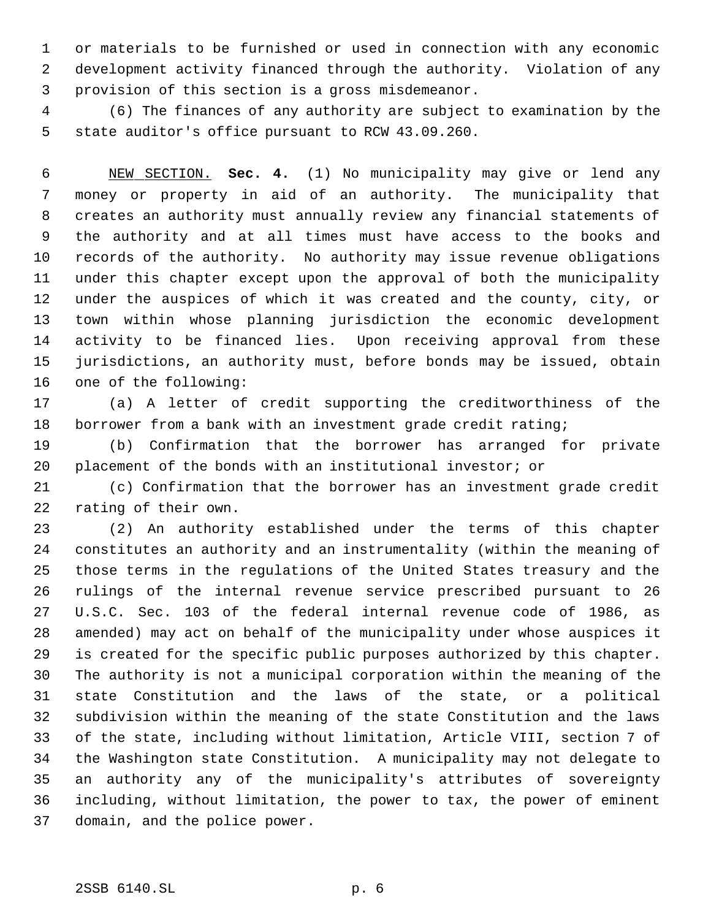or materials to be furnished or used in connection with any economic development activity financed through the authority. Violation of any provision of this section is a gross misdemeanor.

(6) The finances of any authority are subject to examination by the state auditor's office pursuant to RCW 43.09.260.

NEW SECTION. **Sec. 4.** (1) No municipality may give or lend any money or property in aid of an authority. The municipality that creates an authority must annually review any financial statements of the authority and at all times must have access to the books and records of the authority. No authority may issue revenue obligations under this chapter except upon the approval of both the municipality under the auspices of which it was created and the county, city, or town within whose planning jurisdiction the economic development activity to be financed lies. Upon receiving approval from these jurisdictions, an authority must, before bonds may be issued, obtain one of the following:

(a) A letter of credit supporting the creditworthiness of the borrower from a bank with an investment grade credit rating;

(b) Confirmation that the borrower has arranged for private placement of the bonds with an institutional investor; or

(c) Confirmation that the borrower has an investment grade credit rating of their own.

(2) An authority established under the terms of this chapter constitutes an authority and an instrumentality (within the meaning of those terms in the regulations of the United States treasury and the rulings of the internal revenue service prescribed pursuant to 26 U.S.C. Sec. 103 of the federal internal revenue code of 1986, as amended) may act on behalf of the municipality under whose auspices it is created for the specific public purposes authorized by this chapter. The authority is not a municipal corporation within the meaning of the state Constitution and the laws of the state, or a political subdivision within the meaning of the state Constitution and the laws of the state, including without limitation, Article VIII, section 7 of the Washington state Constitution. A municipality may not delegate to an authority any of the municipality's attributes of sovereignty including, without limitation, the power to tax, the power of eminent domain, and the police power.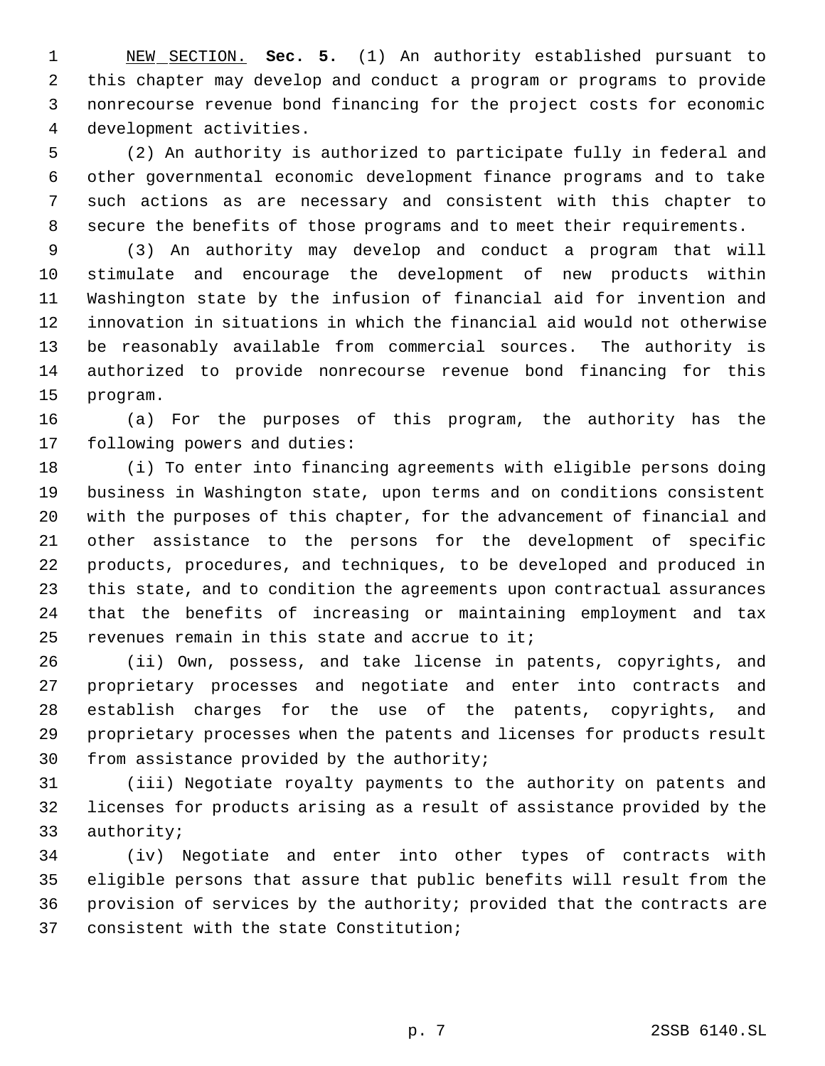NEW SECTION. **Sec. 5.** (1) An authority established pursuant to this chapter may develop and conduct a program or programs to provide nonrecourse revenue bond financing for the project costs for economic development activities.

(2) An authority is authorized to participate fully in federal and other governmental economic development finance programs and to take such actions as are necessary and consistent with this chapter to secure the benefits of those programs and to meet their requirements.

(3) An authority may develop and conduct a program that will stimulate and encourage the development of new products within Washington state by the infusion of financial aid for invention and innovation in situations in which the financial aid would not otherwise be reasonably available from commercial sources. The authority is authorized to provide nonrecourse revenue bond financing for this program.

(a) For the purposes of this program, the authority has the following powers and duties:

(i) To enter into financing agreements with eligible persons doing business in Washington state, upon terms and on conditions consistent with the purposes of this chapter, for the advancement of financial and other assistance to the persons for the development of specific products, procedures, and techniques, to be developed and produced in this state, and to condition the agreements upon contractual assurances that the benefits of increasing or maintaining employment and tax revenues remain in this state and accrue to it;

(ii) Own, possess, and take license in patents, copyrights, and proprietary processes and negotiate and enter into contracts and establish charges for the use of the patents, copyrights, and proprietary processes when the patents and licenses for products result from assistance provided by the authority;

(iii) Negotiate royalty payments to the authority on patents and licenses for products arising as a result of assistance provided by the authority;

(iv) Negotiate and enter into other types of contracts with eligible persons that assure that public benefits will result from the provision of services by the authority; provided that the contracts are consistent with the state Constitution;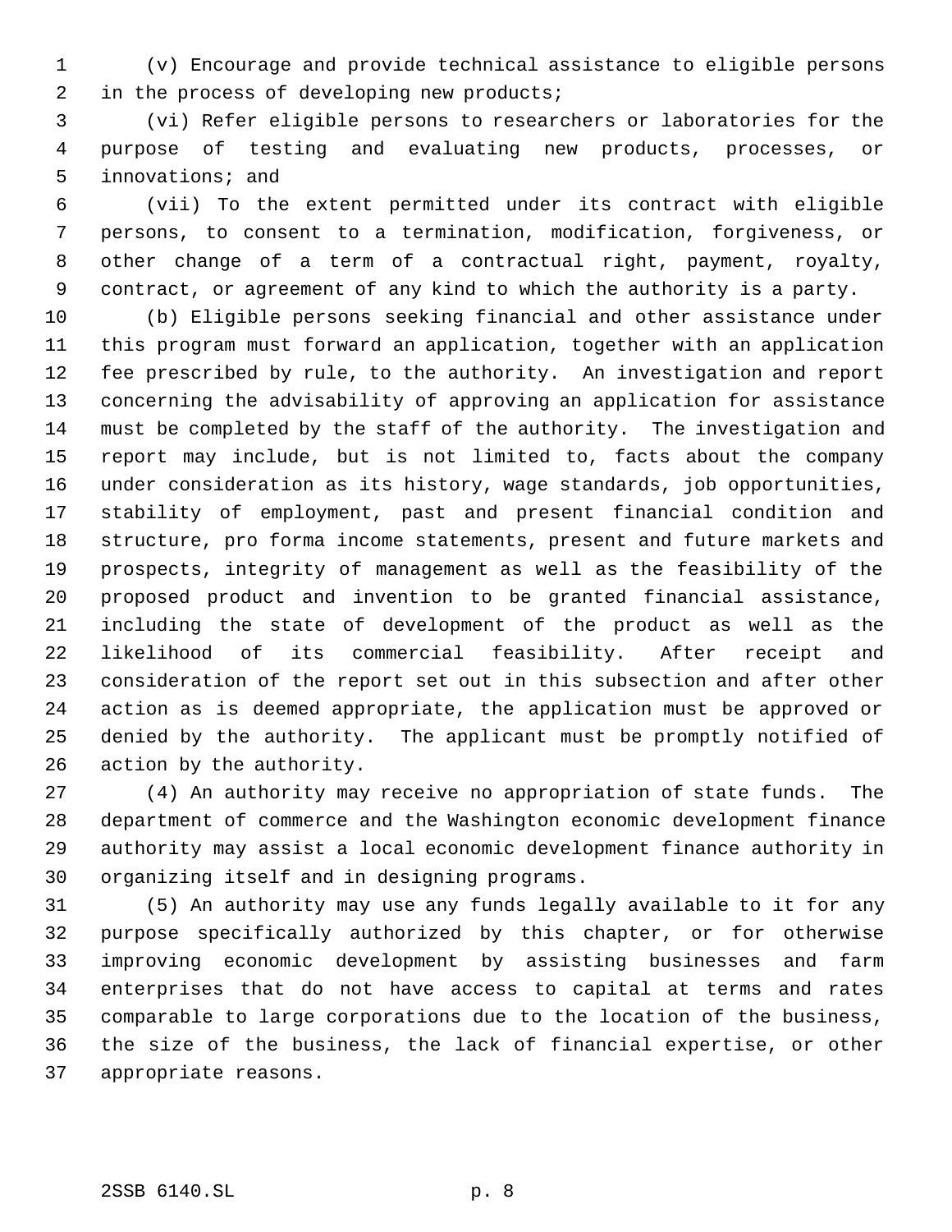(v) Encourage and provide technical assistance to eligible persons in the process of developing new products;

(vi) Refer eligible persons to researchers or laboratories for the purpose of testing and evaluating new products, processes, or innovations; and

(vii) To the extent permitted under its contract with eligible persons, to consent to a termination, modification, forgiveness, or other change of a term of a contractual right, payment, royalty, contract, or agreement of any kind to which the authority is a party.

(b) Eligible persons seeking financial and other assistance under this program must forward an application, together with an application fee prescribed by rule, to the authority. An investigation and report concerning the advisability of approving an application for assistance must be completed by the staff of the authority. The investigation and report may include, but is not limited to, facts about the company under consideration as its history, wage standards, job opportunities, stability of employment, past and present financial condition and structure, pro forma income statements, present and future markets and prospects, integrity of management as well as the feasibility of the proposed product and invention to be granted financial assistance, including the state of development of the product as well as the likelihood of its commercial feasibility. After receipt and consideration of the report set out in this subsection and after other action as is deemed appropriate, the application must be approved or denied by the authority. The applicant must be promptly notified of action by the authority.

(4) An authority may receive no appropriation of state funds. The department of commerce and the Washington economic development finance authority may assist a local economic development finance authority in organizing itself and in designing programs.

(5) An authority may use any funds legally available to it for any purpose specifically authorized by this chapter, or for otherwise improving economic development by assisting businesses and farm enterprises that do not have access to capital at terms and rates comparable to large corporations due to the location of the business, the size of the business, the lack of financial expertise, or other appropriate reasons.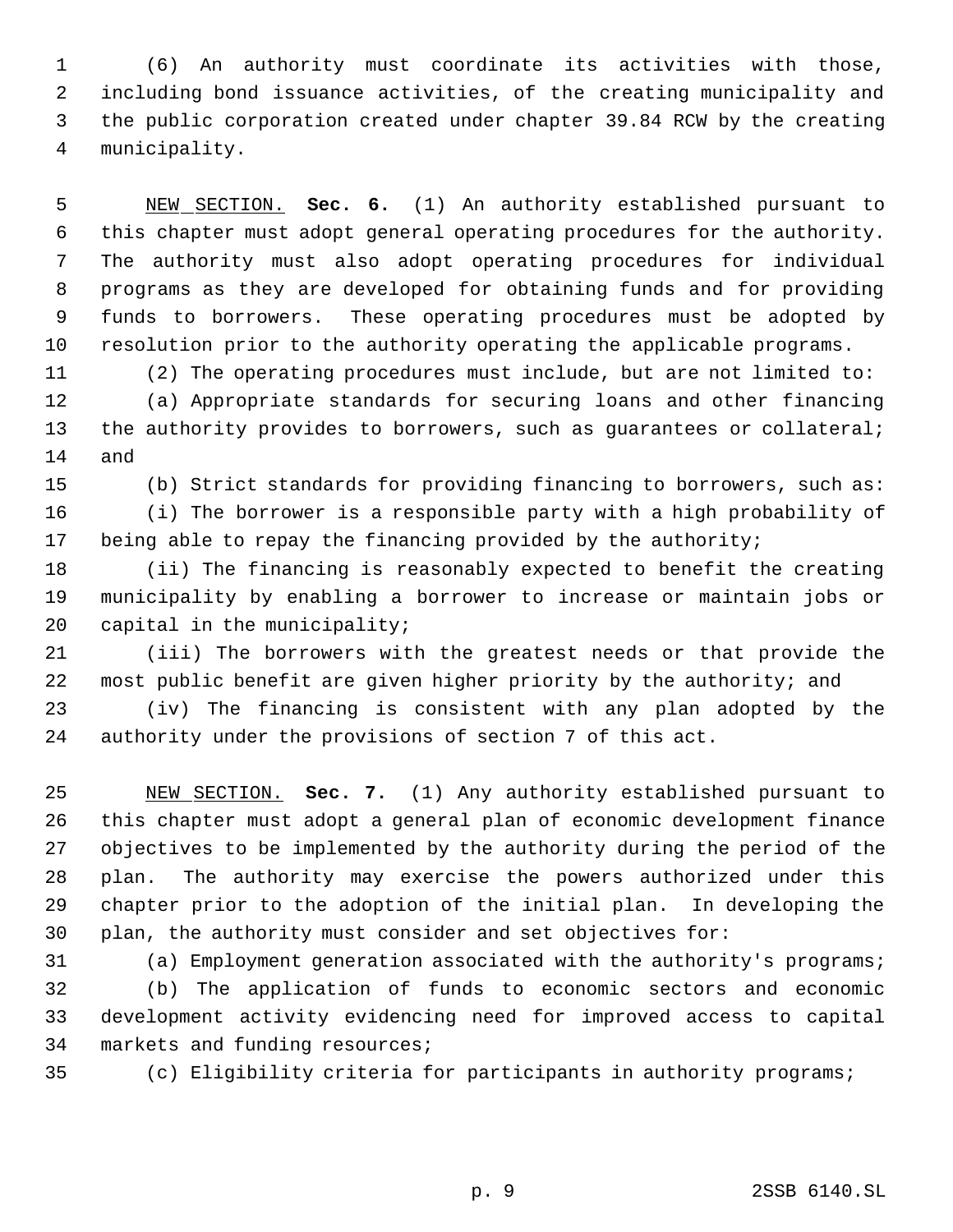(6) An authority must coordinate its activities with those, including bond issuance activities, of the creating municipality and the public corporation created under chapter 39.84 RCW by the creating municipality.

NEW SECTION. **Sec. 6.** (1) An authority established pursuant to this chapter must adopt general operating procedures for the authority. The authority must also adopt operating procedures for individual programs as they are developed for obtaining funds and for providing funds to borrowers. These operating procedures must be adopted by resolution prior to the authority operating the applicable programs.

(2) The operating procedures must include, but are not limited to:

(a) Appropriate standards for securing loans and other financing the authority provides to borrowers, such as guarantees or collateral; and

(b) Strict standards for providing financing to borrowers, such as:

(i) The borrower is a responsible party with a high probability of being able to repay the financing provided by the authority;

(ii) The financing is reasonably expected to benefit the creating municipality by enabling a borrower to increase or maintain jobs or capital in the municipality;

(iii) The borrowers with the greatest needs or that provide the most public benefit are given higher priority by the authority; and

(iv) The financing is consistent with any plan adopted by the authority under the provisions of section 7 of this act.

NEW SECTION. **Sec. 7.** (1) Any authority established pursuant to this chapter must adopt a general plan of economic development finance objectives to be implemented by the authority during the period of the plan. The authority may exercise the powers authorized under this chapter prior to the adoption of the initial plan. In developing the plan, the authority must consider and set objectives for:

(a) Employment generation associated with the authority's programs;

(b) The application of funds to economic sectors and economic development activity evidencing need for improved access to capital markets and funding resources;

(c) Eligibility criteria for participants in authority programs;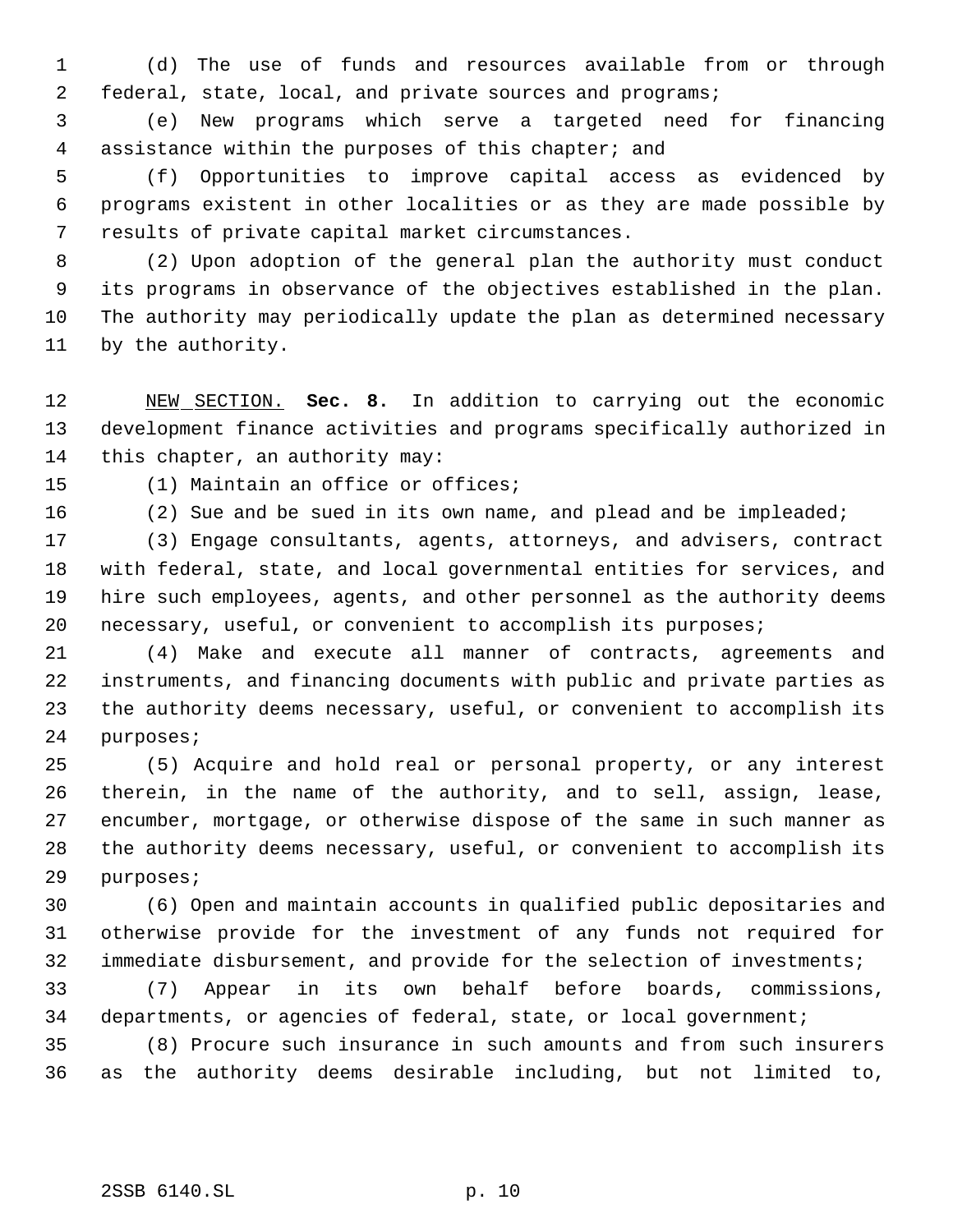(d) The use of funds and resources available from or through federal, state, local, and private sources and programs;

(e) New programs which serve a targeted need for financing assistance within the purposes of this chapter; and

(f) Opportunities to improve capital access as evidenced by programs existent in other localities or as they are made possible by results of private capital market circumstances.

(2) Upon adoption of the general plan the authority must conduct its programs in observance of the objectives established in the plan. The authority may periodically update the plan as determined necessary by the authority.

NEW SECTION. **Sec. 8.** In addition to carrying out the economic development finance activities and programs specifically authorized in this chapter, an authority may:

(1) Maintain an office or offices;

(2) Sue and be sued in its own name, and plead and be impleaded;

(3) Engage consultants, agents, attorneys, and advisers, contract with federal, state, and local governmental entities for services, and hire such employees, agents, and other personnel as the authority deems necessary, useful, or convenient to accomplish its purposes;

(4) Make and execute all manner of contracts, agreements and instruments, and financing documents with public and private parties as the authority deems necessary, useful, or convenient to accomplish its purposes;

(5) Acquire and hold real or personal property, or any interest therein, in the name of the authority, and to sell, assign, lease, encumber, mortgage, or otherwise dispose of the same in such manner as the authority deems necessary, useful, or convenient to accomplish its purposes;

(6) Open and maintain accounts in qualified public depositaries and otherwise provide for the investment of any funds not required for immediate disbursement, and provide for the selection of investments;

(7) Appear in its own behalf before boards, commissions, departments, or agencies of federal, state, or local government;

(8) Procure such insurance in such amounts and from such insurers as the authority deems desirable including, but not limited to,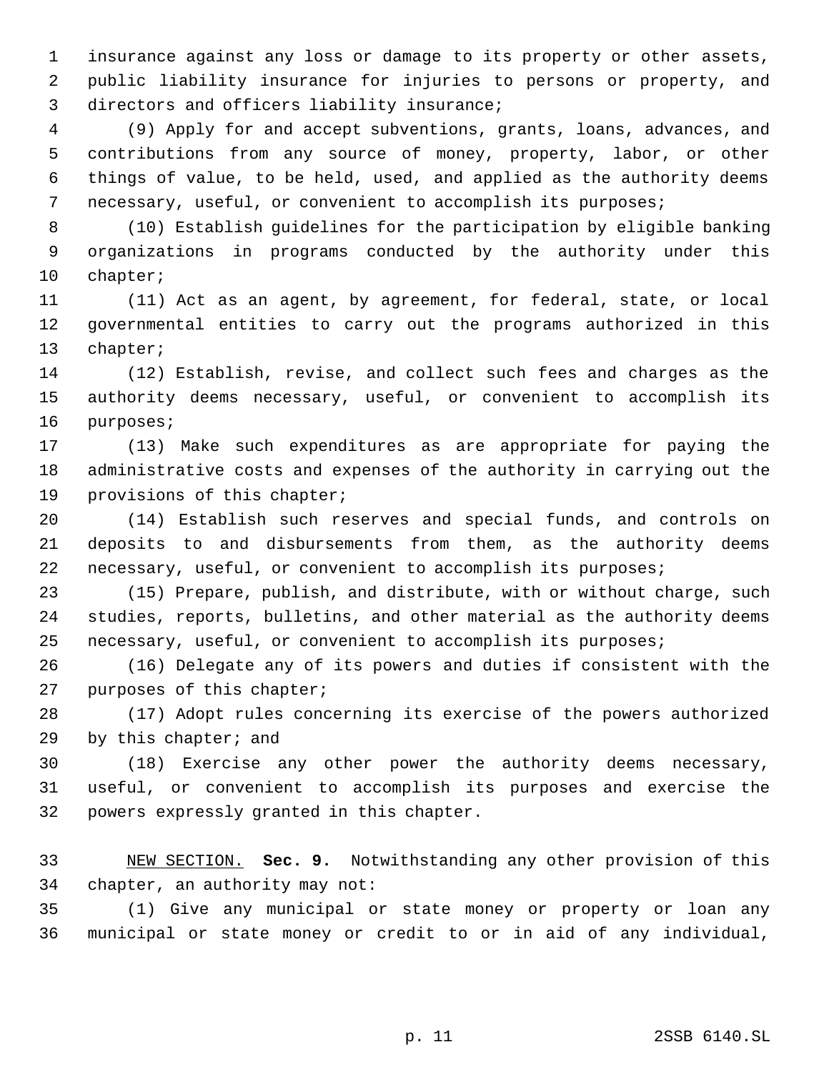insurance against any loss or damage to its property or other assets, public liability insurance for injuries to persons or property, and directors and officers liability insurance;

(9) Apply for and accept subventions, grants, loans, advances, and contributions from any source of money, property, labor, or other things of value, to be held, used, and applied as the authority deems necessary, useful, or convenient to accomplish its purposes;

(10) Establish guidelines for the participation by eligible banking organizations in programs conducted by the authority under this chapter;

(11) Act as an agent, by agreement, for federal, state, or local governmental entities to carry out the programs authorized in this chapter;

(12) Establish, revise, and collect such fees and charges as the authority deems necessary, useful, or convenient to accomplish its purposes;

(13) Make such expenditures as are appropriate for paying the administrative costs and expenses of the authority in carrying out the provisions of this chapter;

(14) Establish such reserves and special funds, and controls on deposits to and disbursements from them, as the authority deems necessary, useful, or convenient to accomplish its purposes;

(15) Prepare, publish, and distribute, with or without charge, such studies, reports, bulletins, and other material as the authority deems necessary, useful, or convenient to accomplish its purposes;

(16) Delegate any of its powers and duties if consistent with the purposes of this chapter;

(17) Adopt rules concerning its exercise of the powers authorized by this chapter; and

(18) Exercise any other power the authority deems necessary, useful, or convenient to accomplish its purposes and exercise the powers expressly granted in this chapter.

NEW SECTION. **Sec. 9.** Notwithstanding any other provision of this chapter, an authority may not:

(1) Give any municipal or state money or property or loan any municipal or state money or credit to or in aid of any individual,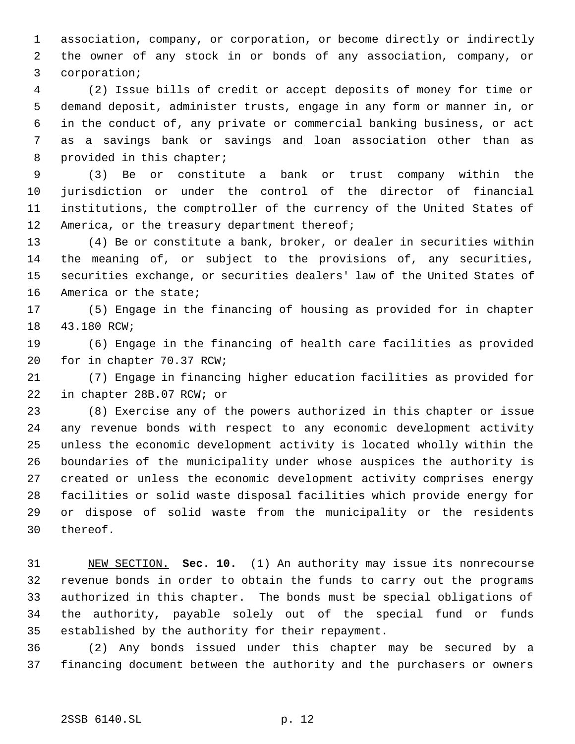association, company, or corporation, or become directly or indirectly the owner of any stock in or bonds of any association, company, or corporation;

(2) Issue bills of credit or accept deposits of money for time or demand deposit, administer trusts, engage in any form or manner in, or in the conduct of, any private or commercial banking business, or act as a savings bank or savings and loan association other than as provided in this chapter;

(3) Be or constitute a bank or trust company within the jurisdiction or under the control of the director of financial institutions, the comptroller of the currency of the United States of America, or the treasury department thereof;

(4) Be or constitute a bank, broker, or dealer in securities within the meaning of, or subject to the provisions of, any securities, securities exchange, or securities dealers' law of the United States of America or the state;

(5) Engage in the financing of housing as provided for in chapter 43.180 RCW;

(6) Engage in the financing of health care facilities as provided for in chapter 70.37 RCW;

(7) Engage in financing higher education facilities as provided for in chapter 28B.07 RCW; or

(8) Exercise any of the powers authorized in this chapter or issue any revenue bonds with respect to any economic development activity unless the economic development activity is located wholly within the boundaries of the municipality under whose auspices the authority is created or unless the economic development activity comprises energy facilities or solid waste disposal facilities which provide energy for or dispose of solid waste from the municipality or the residents thereof.

NEW SECTION. **Sec. 10.** (1) An authority may issue its nonrecourse revenue bonds in order to obtain the funds to carry out the programs authorized in this chapter. The bonds must be special obligations of the authority, payable solely out of the special fund or funds established by the authority for their repayment.

(2) Any bonds issued under this chapter may be secured by a financing document between the authority and the purchasers or owners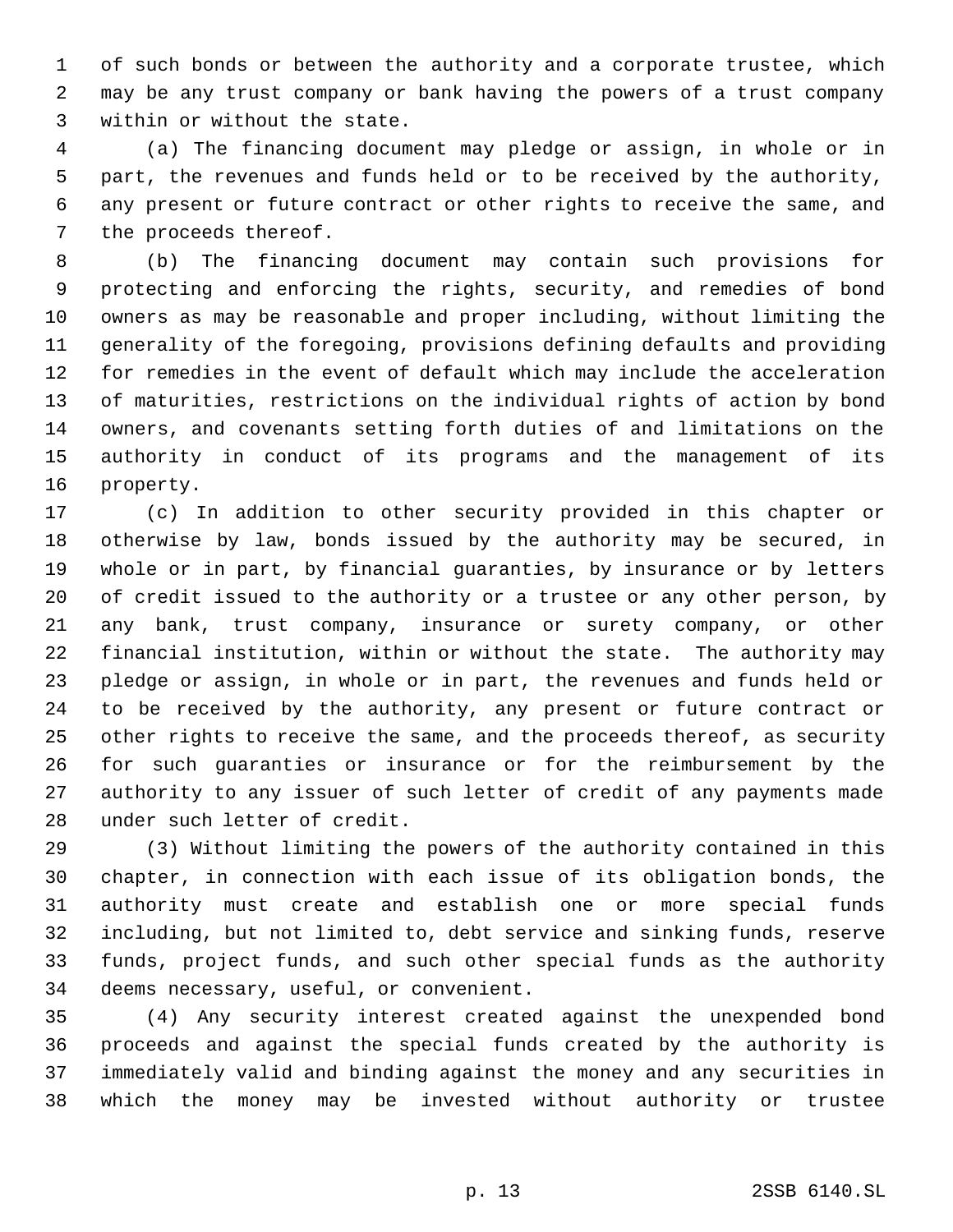of such bonds or between the authority and a corporate trustee, which may be any trust company or bank having the powers of a trust company within or without the state.

(a) The financing document may pledge or assign, in whole or in part, the revenues and funds held or to be received by the authority, any present or future contract or other rights to receive the same, and the proceeds thereof.

(b) The financing document may contain such provisions for protecting and enforcing the rights, security, and remedies of bond owners as may be reasonable and proper including, without limiting the generality of the foregoing, provisions defining defaults and providing for remedies in the event of default which may include the acceleration of maturities, restrictions on the individual rights of action by bond owners, and covenants setting forth duties of and limitations on the authority in conduct of its programs and the management of its property.

(c) In addition to other security provided in this chapter or otherwise by law, bonds issued by the authority may be secured, in whole or in part, by financial guaranties, by insurance or by letters of credit issued to the authority or a trustee or any other person, by any bank, trust company, insurance or surety company, or other financial institution, within or without the state. The authority may pledge or assign, in whole or in part, the revenues and funds held or to be received by the authority, any present or future contract or other rights to receive the same, and the proceeds thereof, as security for such guaranties or insurance or for the reimbursement by the authority to any issuer of such letter of credit of any payments made under such letter of credit.

(3) Without limiting the powers of the authority contained in this chapter, in connection with each issue of its obligation bonds, the authority must create and establish one or more special funds including, but not limited to, debt service and sinking funds, reserve funds, project funds, and such other special funds as the authority deems necessary, useful, or convenient.

(4) Any security interest created against the unexpended bond proceeds and against the special funds created by the authority is immediately valid and binding against the money and any securities in which the money may be invested without authority or trustee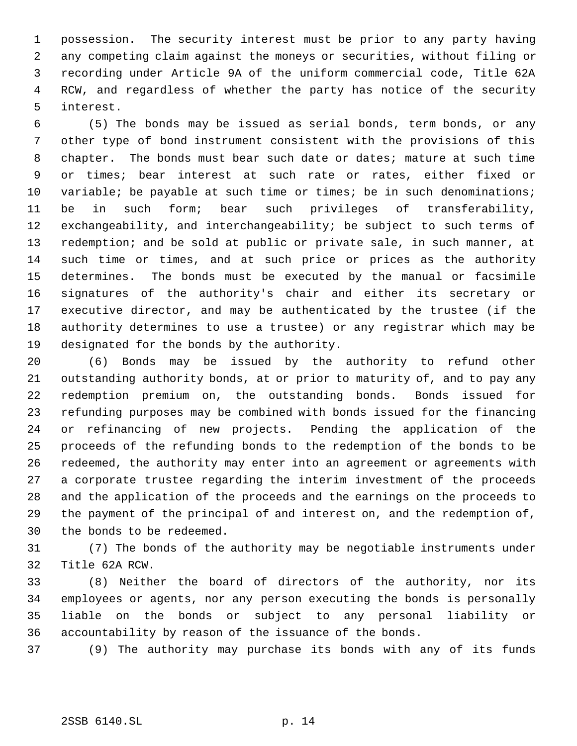possession. The security interest must be prior to any party having any competing claim against the moneys or securities, without filing or recording under Article 9A of the uniform commercial code, Title 62A RCW, and regardless of whether the party has notice of the security interest.

(5) The bonds may be issued as serial bonds, term bonds, or any other type of bond instrument consistent with the provisions of this chapter. The bonds must bear such date or dates; mature at such time or times; bear interest at such rate or rates, either fixed or variable; be payable at such time or times; be in such denominations; be in such form; bear such privileges of transferability, exchangeability, and interchangeability; be subject to such terms of redemption; and be sold at public or private sale, in such manner, at such time or times, and at such price or prices as the authority determines. The bonds must be executed by the manual or facsimile signatures of the authority's chair and either its secretary or executive director, and may be authenticated by the trustee (if the authority determines to use a trustee) or any registrar which may be designated for the bonds by the authority.

(6) Bonds may be issued by the authority to refund other outstanding authority bonds, at or prior to maturity of, and to pay any redemption premium on, the outstanding bonds. Bonds issued for refunding purposes may be combined with bonds issued for the financing or refinancing of new projects. Pending the application of the proceeds of the refunding bonds to the redemption of the bonds to be redeemed, the authority may enter into an agreement or agreements with a corporate trustee regarding the interim investment of the proceeds and the application of the proceeds and the earnings on the proceeds to the payment of the principal of and interest on, and the redemption of, the bonds to be redeemed.

(7) The bonds of the authority may be negotiable instruments under Title 62A RCW.

(8) Neither the board of directors of the authority, nor its employees or agents, nor any person executing the bonds is personally liable on the bonds or subject to any personal liability or accountability by reason of the issuance of the bonds.

(9) The authority may purchase its bonds with any of its funds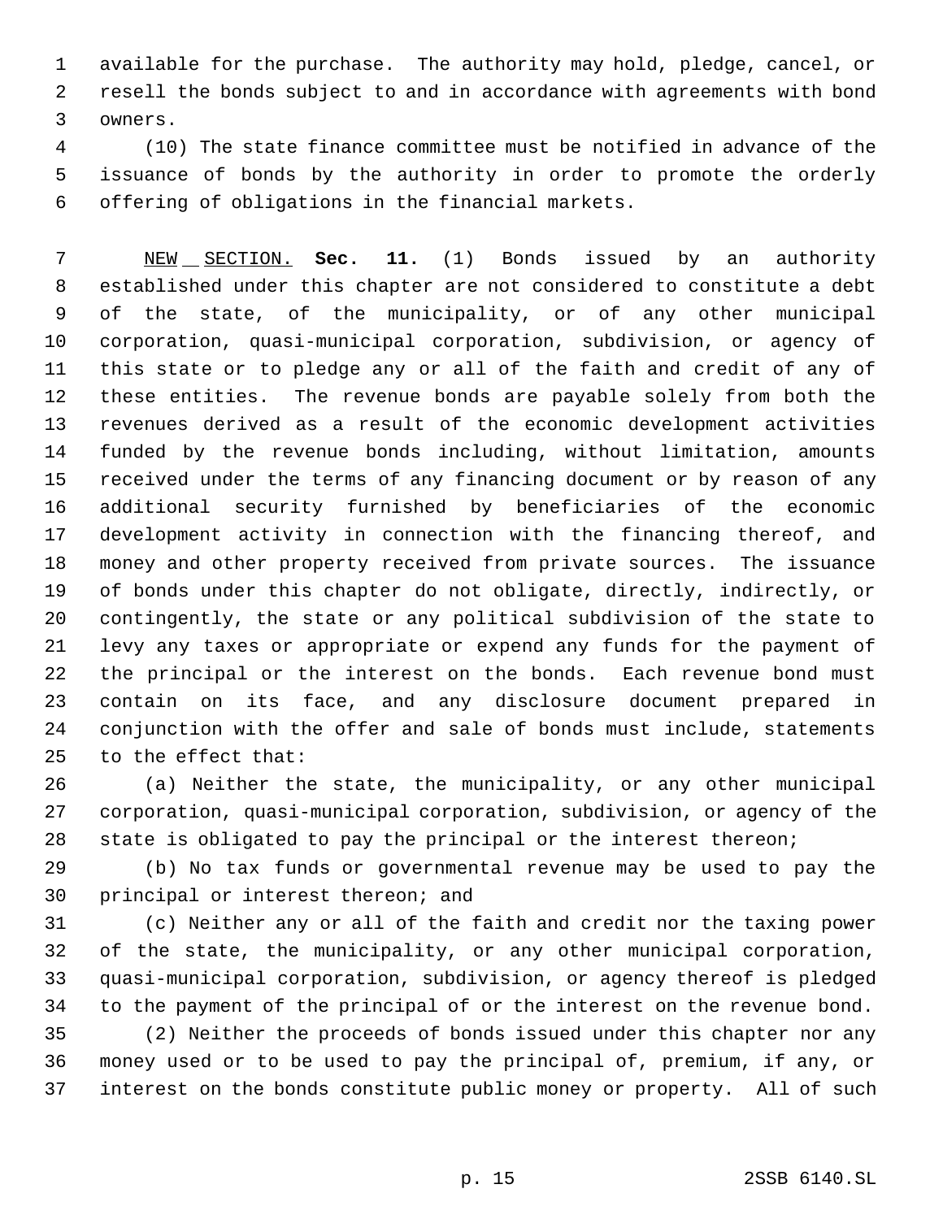available for the purchase. The authority may hold, pledge, cancel, or resell the bonds subject to and in accordance with agreements with bond owners.

(10) The state finance committee must be notified in advance of the issuance of bonds by the authority in order to promote the orderly offering of obligations in the financial markets.

NEW SECTION. **Sec. 11.** (1) Bonds issued by an authority established under this chapter are not considered to constitute a debt of the state, of the municipality, or of any other municipal corporation, quasi-municipal corporation, subdivision, or agency of this state or to pledge any or all of the faith and credit of any of these entities. The revenue bonds are payable solely from both the revenues derived as a result of the economic development activities funded by the revenue bonds including, without limitation, amounts received under the terms of any financing document or by reason of any additional security furnished by beneficiaries of the economic development activity in connection with the financing thereof, and money and other property received from private sources. The issuance of bonds under this chapter do not obligate, directly, indirectly, or contingently, the state or any political subdivision of the state to levy any taxes or appropriate or expend any funds for the payment of the principal or the interest on the bonds. Each revenue bond must contain on its face, and any disclosure document prepared in conjunction with the offer and sale of bonds must include, statements to the effect that:

(a) Neither the state, the municipality, or any other municipal corporation, quasi-municipal corporation, subdivision, or agency of the state is obligated to pay the principal or the interest thereon;

(b) No tax funds or governmental revenue may be used to pay the principal or interest thereon; and

(c) Neither any or all of the faith and credit nor the taxing power of the state, the municipality, or any other municipal corporation, quasi-municipal corporation, subdivision, or agency thereof is pledged to the payment of the principal of or the interest on the revenue bond.

(2) Neither the proceeds of bonds issued under this chapter nor any money used or to be used to pay the principal of, premium, if any, or interest on the bonds constitute public money or property. All of such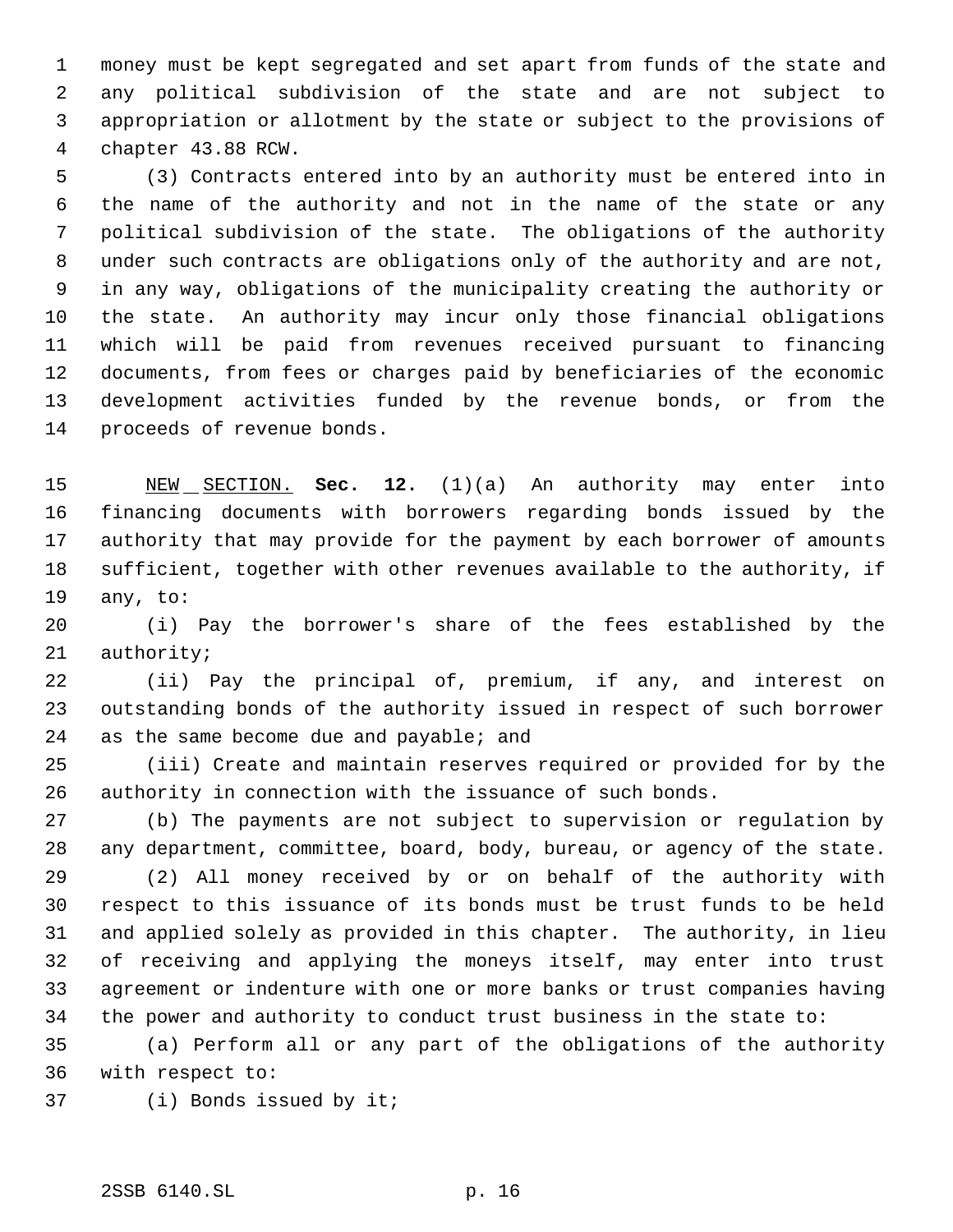money must be kept segregated and set apart from funds of the state and any political subdivision of the state and are not subject to appropriation or allotment by the state or subject to the provisions of chapter 43.88 RCW.

(3) Contracts entered into by an authority must be entered into in the name of the authority and not in the name of the state or any political subdivision of the state. The obligations of the authority under such contracts are obligations only of the authority and are not, in any way, obligations of the municipality creating the authority or the state. An authority may incur only those financial obligations which will be paid from revenues received pursuant to financing documents, from fees or charges paid by beneficiaries of the economic development activities funded by the revenue bonds, or from the proceeds of revenue bonds.

NEW SECTION. **Sec. 12.** (1)(a) An authority may enter into financing documents with borrowers regarding bonds issued by the authority that may provide for the payment by each borrower of amounts sufficient, together with other revenues available to the authority, if any, to:

(i) Pay the borrower's share of the fees established by the authority;

(ii) Pay the principal of, premium, if any, and interest on outstanding bonds of the authority issued in respect of such borrower as the same become due and payable; and

(iii) Create and maintain reserves required or provided for by the authority in connection with the issuance of such bonds.

(b) The payments are not subject to supervision or regulation by any department, committee, board, body, bureau, or agency of the state.

(2) All money received by or on behalf of the authority with respect to this issuance of its bonds must be trust funds to be held and applied solely as provided in this chapter. The authority, in lieu of receiving and applying the moneys itself, may enter into trust agreement or indenture with one or more banks or trust companies having the power and authority to conduct trust business in the state to:

(a) Perform all or any part of the obligations of the authority with respect to:

(i) Bonds issued by it;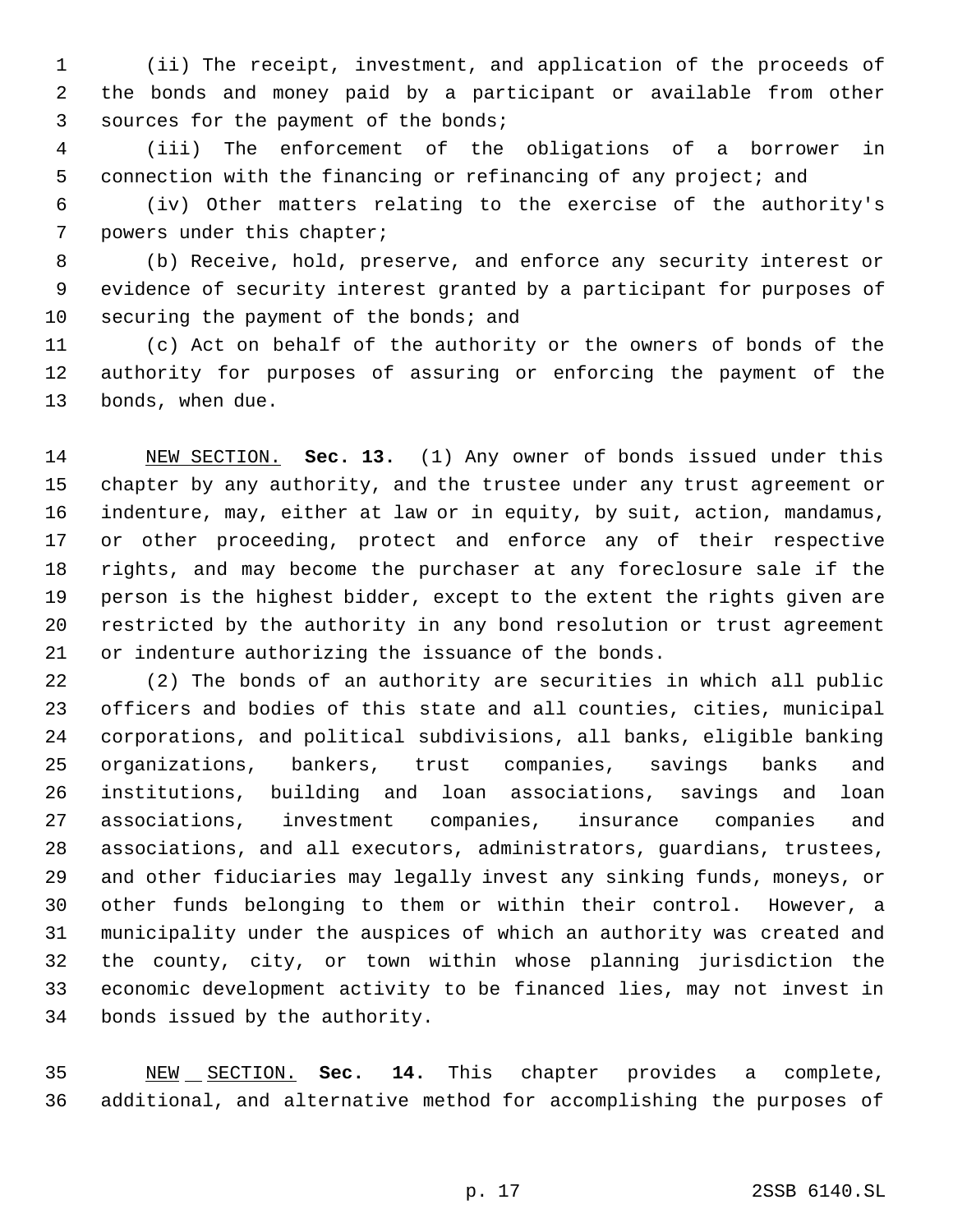(ii) The receipt, investment, and application of the proceeds of the bonds and money paid by a participant or available from other sources for the payment of the bonds;

(iii) The enforcement of the obligations of a borrower in connection with the financing or refinancing of any project; and

(iv) Other matters relating to the exercise of the authority's powers under this chapter;

(b) Receive, hold, preserve, and enforce any security interest or evidence of security interest granted by a participant for purposes of securing the payment of the bonds; and

(c) Act on behalf of the authority or the owners of bonds of the authority for purposes of assuring or enforcing the payment of the bonds, when due.

NEW SECTION. **Sec. 13.** (1) Any owner of bonds issued under this chapter by any authority, and the trustee under any trust agreement or indenture, may, either at law or in equity, by suit, action, mandamus, or other proceeding, protect and enforce any of their respective rights, and may become the purchaser at any foreclosure sale if the person is the highest bidder, except to the extent the rights given are restricted by the authority in any bond resolution or trust agreement or indenture authorizing the issuance of the bonds.

(2) The bonds of an authority are securities in which all public officers and bodies of this state and all counties, cities, municipal corporations, and political subdivisions, all banks, eligible banking organizations, bankers, trust companies, savings banks and institutions, building and loan associations, savings and loan associations, investment companies, insurance companies and associations, and all executors, administrators, guardians, trustees, and other fiduciaries may legally invest any sinking funds, moneys, or other funds belonging to them or within their control. However, a municipality under the auspices of which an authority was created and the county, city, or town within whose planning jurisdiction the economic development activity to be financed lies, may not invest in bonds issued by the authority.

NEW SECTION. **Sec. 14.** This chapter provides a complete, additional, and alternative method for accomplishing the purposes of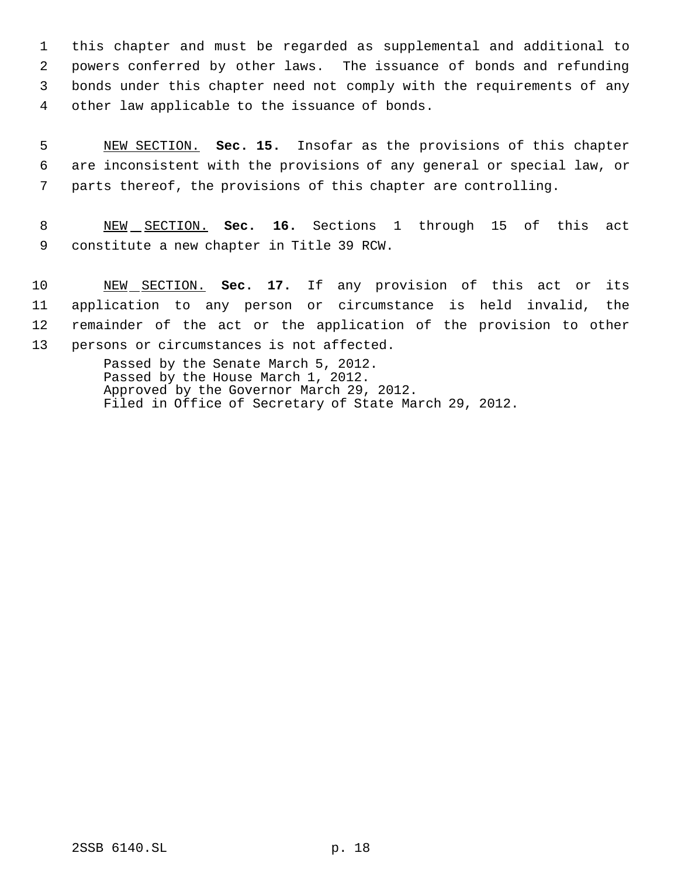this chapter and must be regarded as supplemental and additional to powers conferred by other laws. The issuance of bonds and refunding bonds under this chapter need not comply with the requirements of any other law applicable to the issuance of bonds.

NEW SECTION. **Sec. 15.** Insofar as the provisions of this chapter are inconsistent with the provisions of any general or special law, or parts thereof, the provisions of this chapter are controlling.

NEW SECTION. **Sec. 16.** Sections 1 through 15 of this act constitute a new chapter in Title 39 RCW.

NEW SECTION. **Sec. 17.** If any provision of this act or its application to any person or circumstance is held invalid, the remainder of the act or the application of the provision to other persons or circumstances is not affected.

Passed by the Senate March 5, 2012.
Passed by the House March 1, 2012.
Approved by the Governor March 29, 2012.
Filed in Office of Secretary of State March 29, 2012.